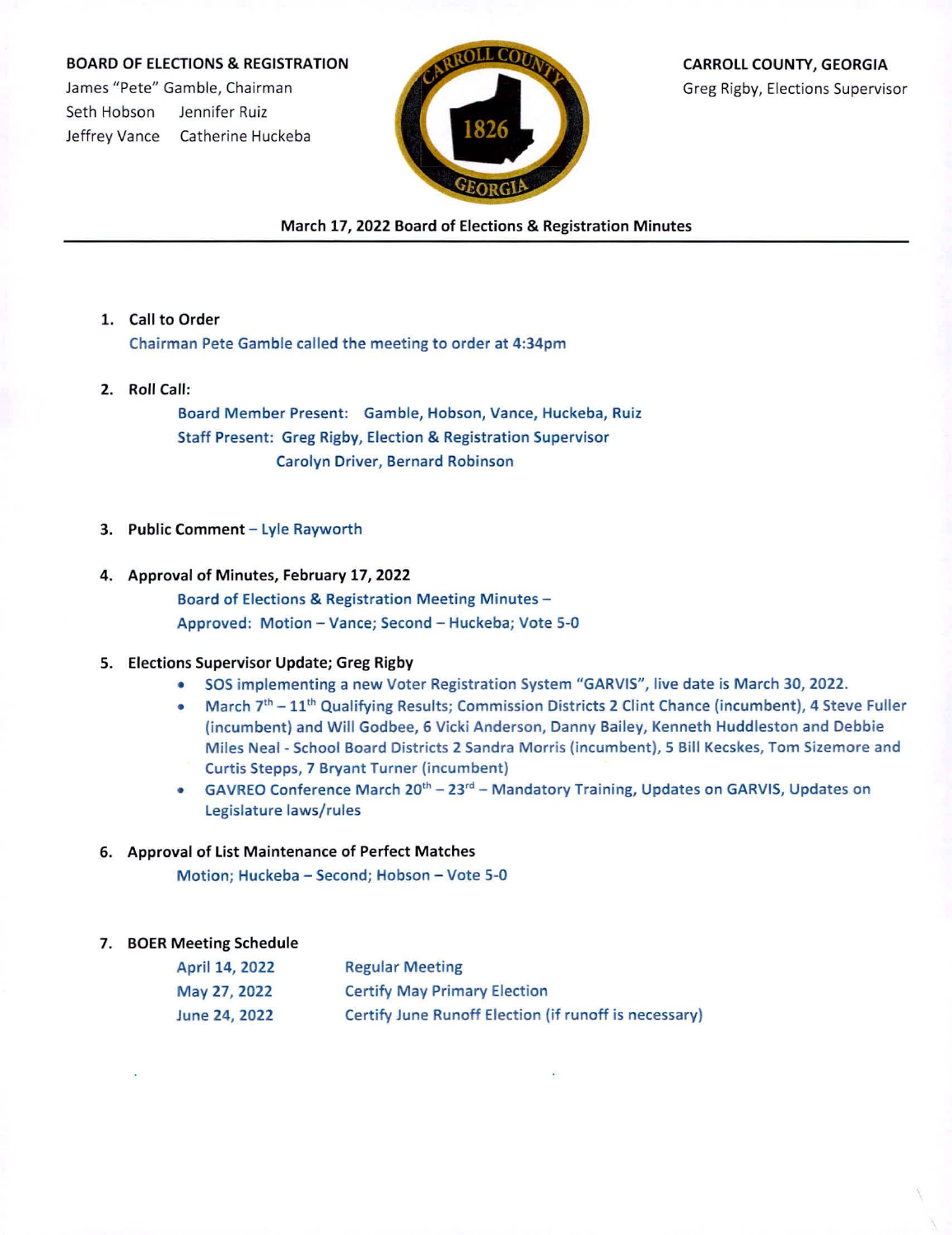**BOARD OF ELECTIONS & REGISTRATION**
James "Pete" Gamble, Chairman
Seth Hobson Jennifer Ruiz
Jeffrey Vance Catherine Huckeba

**CARROLL COUNTY, GEORGIA**
Greg Rigby, Elections Supervisor

## March 17, 2022 Board of Elections & Registration Minutes

1. **Call to Order**
   Chairman Pete Gamble called the meeting to order at 4:34pm

2. **Roll Call:**
   Board Member Present: Gamble, Hobson, Vance, Huckeba, Ruiz
   Staff Present: Greg Rigby, Election & Registration Supervisor
   Carolyn Driver, Bernard Robinson

3. **Public Comment** – Lyle Rayworth

4. **Approval of Minutes, February 17, 2022**
   Board of Elections & Registration Meeting Minutes –
   Approved: Motion – Vance; Second – Huckeba; Vote 5-0

5. **Elections Supervisor Update; Greg Rigby**
   - SOS implementing a new Voter Registration System "GARVIS", live date is March 30, 2022.
   - March 7th – 11th Qualifying Results; Commission Districts 2 Clint Chance (incumbent), 4 Steve Fuller (incumbent) and Will Godbee, 6 Vicki Anderson, Danny Bailey, Kenneth Huddleston and Debbie Miles Neal - School Board Districts 2 Sandra Morris (incumbent), 5 Bill Kecskes, Tom Sizemore and Curtis Stepps, 7 Bryant Turner (incumbent)
   - GAVREO Conference March 20th – 23rd – Mandatory Training, Updates on GARVIS, Updates on Legislature laws/rules

6. **Approval of List Maintenance of Perfect Matches**
   Motion; Huckeba – Second; Hobson – Vote 5-0

7. **BOER Meeting Schedule**

| | |
|---|---|
| April 14, 2022 | Regular Meeting |
| May 27, 2022 | Certify May Primary Election |
| June 24, 2022 | Certify June Runoff Election (if runoff is necessary) |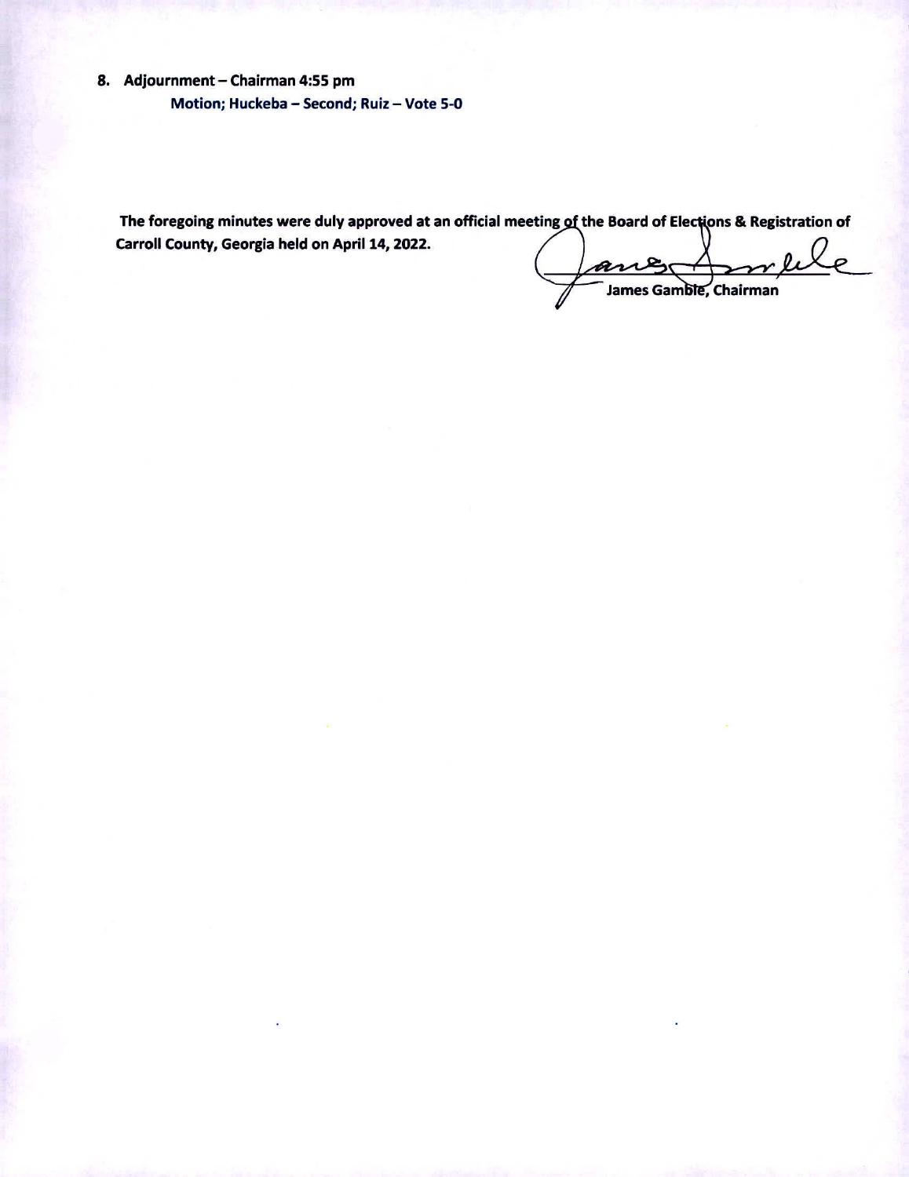8. **Adjournment – Chairman 4:55 pm**

   **Motion; Huckeba – Second; Ruiz – Vote 5-0**

**The foregoing minutes were duly approved at an official meeting of the Board of Elections & Registration of Carroll County, Georgia held on April 14, 2022.**

**James Gamble, Chairman**